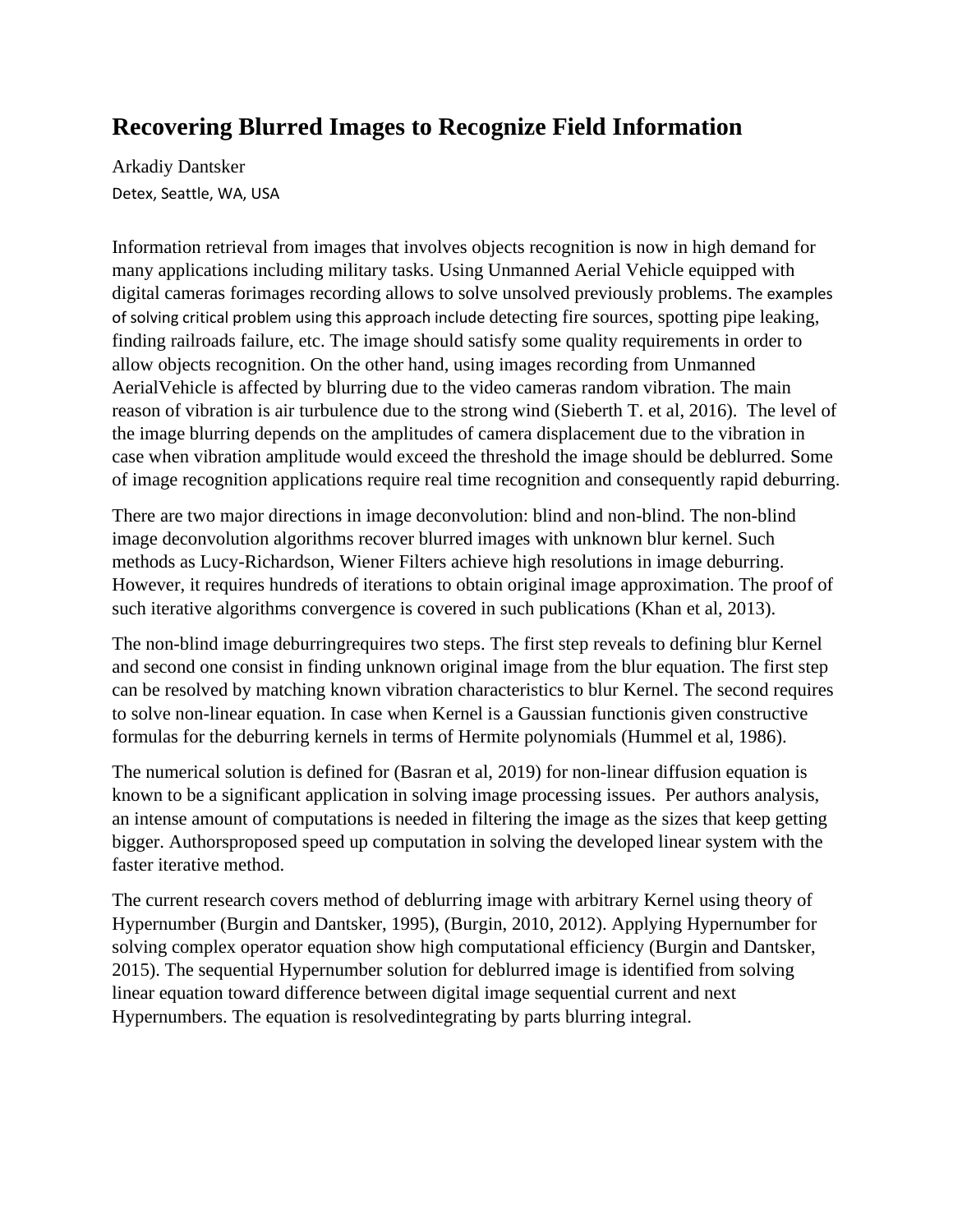# Recovering Blurred Images to Recognize Field Information

Arkadiy Dantsker

Detex, Seattle, WA, USA

Information retrieval from images that involves objects recognition is now in high demand for many applications including military tasks. Using Unmanned Aerial Vehicle equipped with digital cameras forimages recording allows to solve unsolved previously problems. The examples of solving critical problem using this approach include detecting fire sources, spotting pipe leaking, finding railroads failure, etc. The image should satisfy some quality requirements in order to allow objects recognition. On the other hand, using images recording from Unmanned AerialVehicle is affected by blurring due to the video cameras random vibration. The main reason of vibration is air turbulence due to the strong wind (Sieberth T. et al, 2016). The level of the image blurring depends on the amplitudes of camera displacement due to the vibration in case when vibration amplitude would exceed the threshold the image should be deblurred. Some of image recognition applications require real time recognition and consequently rapid deburring.

There are two major directions in image deconvolution: blind and non-blind. The non-blind image deconvolution algorithms recover blurred images with unknown blur kernel. Such methods as Lucy-Richardson, Wiener Filters achieve high resolutions in image deburring. However, it requires hundreds of iterations to obtain original image approximation. The proof of such iterative algorithms convergence is covered in such publications (Khan et al, 2013).

The non-blind image deburringrequires two steps. The first step reveals to defining blur Kernel and second one consist in finding unknown original image from the blur equation. The first step can be resolved by matching known vibration characteristics to blur Kernel. The second requires to solve non-linear equation. In case when Kernel is a Gaussian functionis given constructive formulas for the deburring kernels in terms of Hermite polynomials (Hummel et al, 1986).

The numerical solution is defined for (Basran et al, 2019) for non-linear diffusion equation is known to be a significant application in solving image processing issues. Per authors analysis, an intense amount of computations is needed in filtering the image as the sizes that keep getting bigger. Authorsproposed speed up computation in solving the developed linear system with the faster iterative method.

The current research covers method of deblurring image with arbitrary Kernel using theory of Hypernumber (Burgin and Dantsker, 1995), (Burgin, 2010, 2012). Applying Hypernumber for solving complex operator equation show high computational efficiency (Burgin and Dantsker, 2015). The sequential Hypernumber solution for deblurred image is identified from solving linear equation toward difference between digital image sequential current and next Hypernumbers. The equation is resolvedintegrating by parts blurring integral.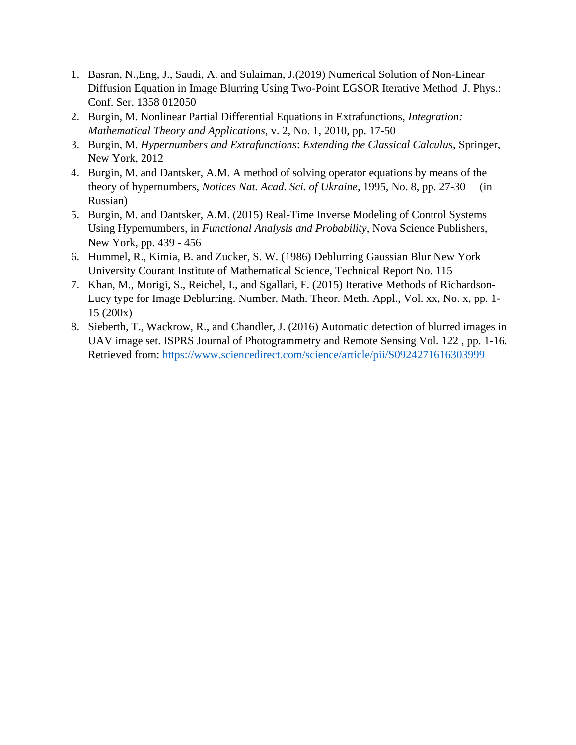1. Basran, N.,Eng, J., Saudi, A. and Sulaiman, J.(2019) Numerical Solution of Non-Linear Diffusion Equation in Image Blurring Using Two-Point EGSOR Iterative Method J. Phys.: Conf. Ser. 1358 012050
2. Burgin, M. Nonlinear Partial Differential Equations in Extrafunctions, *Integration: Mathematical Theory and Applications*, v. 2, No. 1, 2010, pp. 17-50
3. Burgin, M. *Hypernumbers and Extrafunctions*: *Extending the Classical Calculus*, Springer, New York, 2012
4. Burgin, M. and Dantsker, A.M. A method of solving operator equations by means of the theory of hypernumbers, *Notices Nat. Acad. Sci. of Ukraine*, 1995, No. 8, pp. 27-30 (in Russian)
5. Burgin, M. and Dantsker, A.M. (2015) Real-Time Inverse Modeling of Control Systems Using Hypernumbers, in *Functional Analysis and Probability*, Nova Science Publishers, New York, pp. 439 - 456
6. Hummel, R., Kimia, B. and Zucker, S. W. (1986) Deblurring Gaussian Blur New York University Courant Institute of Mathematical Science, Technical Report No. 115
7. Khan, M., Morigi, S., Reichel, I., and Sgallari, F. (2015) Iterative Methods of Richardson-Lucy type for Image Deblurring. Number. Math. Theor. Meth. Appl., Vol. xx, No. x, pp. 1-15 (200x)
8. Sieberth, T., Wackrow, R., and Chandler, J. (2016) Automatic detection of blurred images in UAV image set. ISPRS Journal of Photogrammetry and Remote Sensing Vol. 122 , pp. 1-16. Retrieved from: https://www.sciencedirect.com/science/article/pii/S0924271616303999